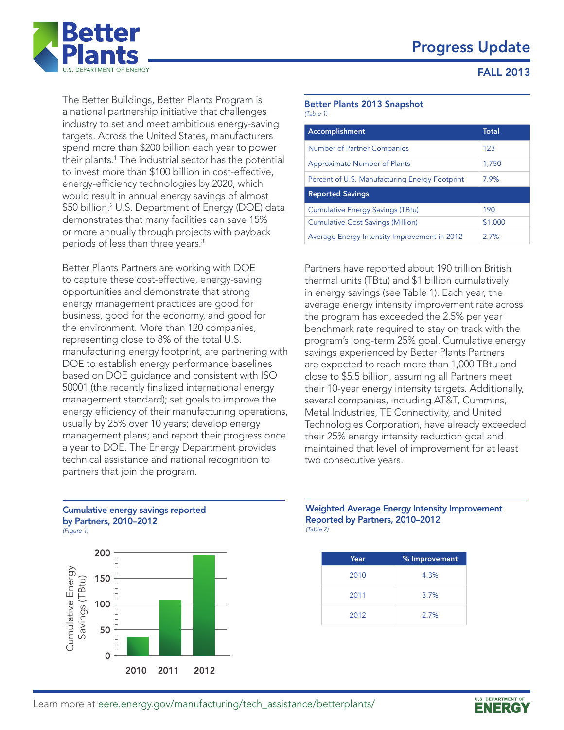# Better Plants

U.S. DEPARTMENT OF ENERGY

## Progress Update

### FALL 2013

The Better Buildings, Better Plants Program is a national partnership initiative that challenges industry to set and meet ambitious energy-saving targets. Across the United States, manufacturers spend more than $200 billion each year to power their plants.[1] The industrial sector has the potential to invest more than $100 billion in cost-effective, energy-efficiency technologies by 2020, which would result in annual energy savings of almost $50 billion.[2] U.S. Department of Energy (DOE) data demonstrates that many facilities can save 15% or more annually through projects with payback periods of less than three years.[3]

Better Plants Partners are working with DOE to capture these cost-effective, energy-saving opportunities and demonstrate that strong energy management practices are good for business, good for the economy, and good for the environment. More than 120 companies, representing close to 8% of the total U.S. manufacturing energy footprint, are partnering with DOE to establish energy performance baselines based on DOE guidance and consistent with ISO 50001 (the recently finalized international energy management standard); set goals to improve the energy efficiency of their manufacturing operations, usually by 25% over 10 years; develop energy management plans; and report their progress once a year to DOE. The Energy Department provides technical assistance and national recognition to partners that join the program.

**Better Plants 2013 Snapshot**
*(Table 1)*

| Accomplishment | Total |
|---|---|
| Number of Partner Companies | 123 |
| Approximate Number of Plants | 1,750 |
| Percent of U.S. Manufacturing Energy Footprint | 7.9% |
| **Reported Savings** | |
| Cumulative Energy Savings (TBtu) | 190 |
| Cumulative Cost Savings (Million) | $1,000 |
| Average Energy Intensity Improvement in 2012 | 2.7% |

Partners have reported about 190 trillion British thermal units (TBtu) and $1 billion cumulatively in energy savings (see Table 1). Each year, the average energy intensity improvement rate across the program has exceeded the 2.5% per year benchmark rate required to stay on track with the program's long-term 25% goal. Cumulative energy savings experienced by Better Plants Partners are expected to reach more than 1,000 TBtu and close to $5.5 billion, assuming all Partners meet their 10-year energy intensity targets. Additionally, several companies, including AT&T, Cummins, Metal Industries, TE Connectivity, and United Technologies Corporation, have already exceeded their 25% energy intensity reduction goal and maintained that level of improvement for at least two consecutive years.

**Cumulative energy savings reported by Partners, 2010–2012**
*(Figure 1)*

| Year | Cumulative Energy Savings (TBtu) |
|---|---|
| 2010 | ~37 |
| 2011 | ~110 |
| 2012 | ~195 |

**Weighted Average Energy Intensity Improvement Reported by Partners, 2010–2012**
*(Table 2)*

| Year | % Improvement |
|---|---|
| 2010 | 4.3% |
| 2011 | 3.7% |
| 2012 | 2.7% |

Learn more at eere.energy.gov/manufacturing/tech_assistance/betterplants/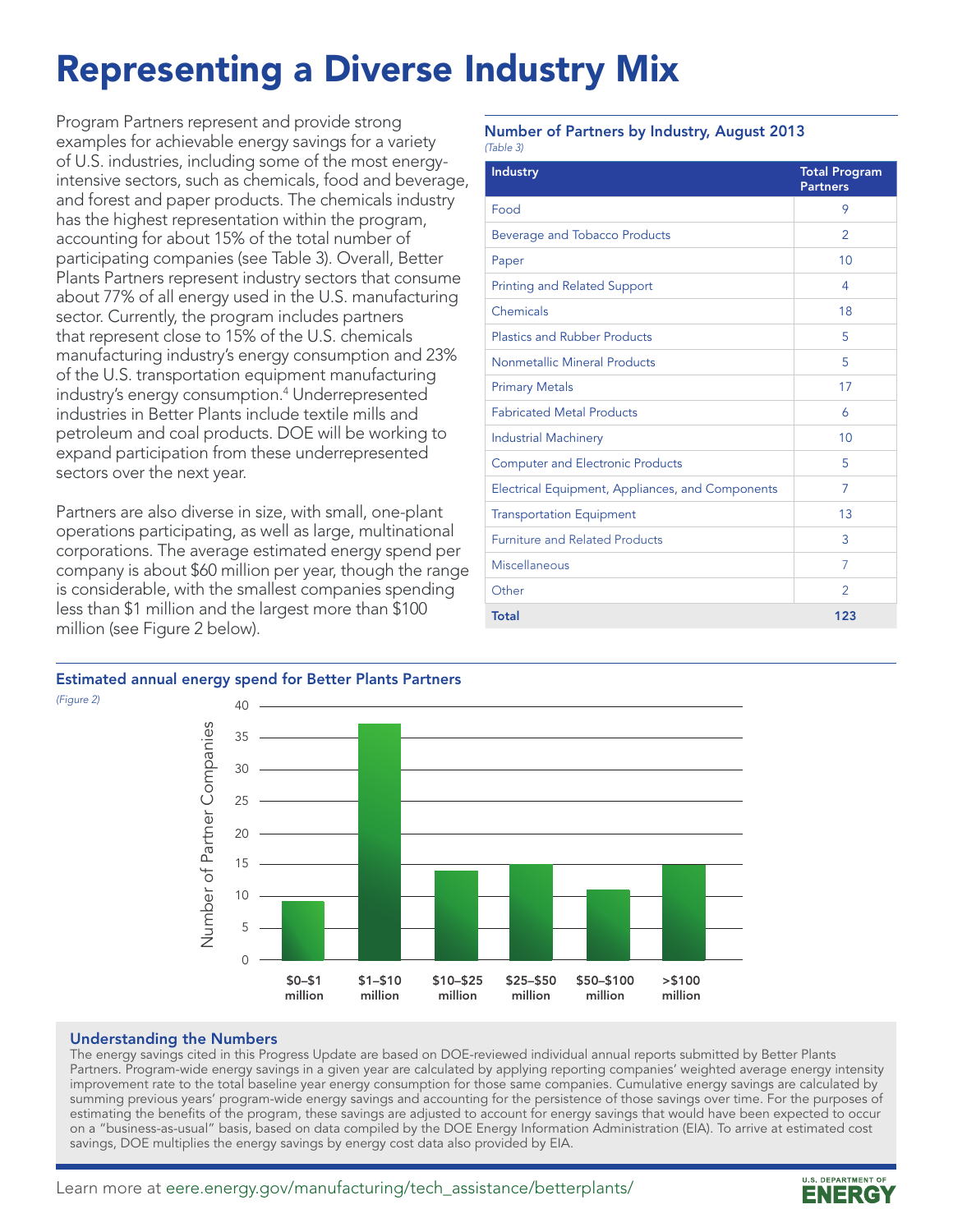# Representing a Diverse Industry Mix

Program Partners represent and provide strong examples for achievable energy savings for a variety of U.S. industries, including some of the most energy-intensive sectors, such as chemicals, food and beverage, and forest and paper products. The chemicals industry has the highest representation within the program, accounting for about 15% of the total number of participating companies (see Table 3). Overall, Better Plants Partners represent industry sectors that consume about 77% of all energy used in the U.S. manufacturing sector. Currently, the program includes partners that represent close to 15% of the U.S. chemicals manufacturing industry's energy consumption and 23% of the U.S. transportation equipment manufacturing industry's energy consumption.[4] Underrepresented industries in Better Plants include textile mills and petroleum and coal products. DOE will be working to expand participation from these underrepresented sectors over the next year.

Partners are also diverse in size, with small, one-plant operations participating, as well as large, multinational corporations. The average estimated energy spend per company is about $60 million per year, though the range is considerable, with the smallest companies spending less than $1 million and the largest more than $100 million (see Figure 2 below).

### Number of Partners by Industry, August 2013

*(Table 3)*

| Industry | Total Program Partners |
|---|---|
| Food | 9 |
| Beverage and Tobacco Products | 2 |
| Paper | 10 |
| Printing and Related Support | 4 |
| Chemicals | 18 |
| Plastics and Rubber Products | 5 |
| Nonmetallic Mineral Products | 5 |
| Primary Metals | 17 |
| Fabricated Metal Products | 6 |
| Industrial Machinery | 10 |
| Computer and Electronic Products | 5 |
| Electrical Equipment, Appliances, and Components | 7 |
| Transportation Equipment | 13 |
| Furniture and Related Products | 3 |
| Miscellaneous | 7 |
| Other | 2 |
| **Total** | **123** |

### Estimated annual energy spend for Better Plants Partners

*(Figure 2)*

| Annual energy spend | Number of Partner Companies |
|---|---|
| $0–$1 million | 9 |
| $1–$10 million | 37 |
| $10–$25 million | 14 |
| $25–$50 million | 15 |
| $50–$100 million | 11 |
| >$100 million | 15 |

### Understanding the Numbers

The energy savings cited in this Progress Update are based on DOE-reviewed individual annual reports submitted by Better Plants Partners. Program-wide energy savings in a given year are calculated by applying reporting companies' weighted average energy intensity improvement rate to the total baseline year energy consumption for those same companies. Cumulative energy savings are calculated by summing previous years' program-wide energy savings and accounting for the persistence of those savings over time. For the purposes of estimating the benefits of the program, these savings are adjusted to account for energy savings that would have been expected to occur on a "business-as-usual" basis, based on data compiled by the DOE Energy Information Administration (EIA). To arrive at estimated cost savings, DOE multiplies the energy savings by energy cost data also provided by EIA.

Learn more at eere.energy.gov/manufacturing/tech_assistance/betterplants/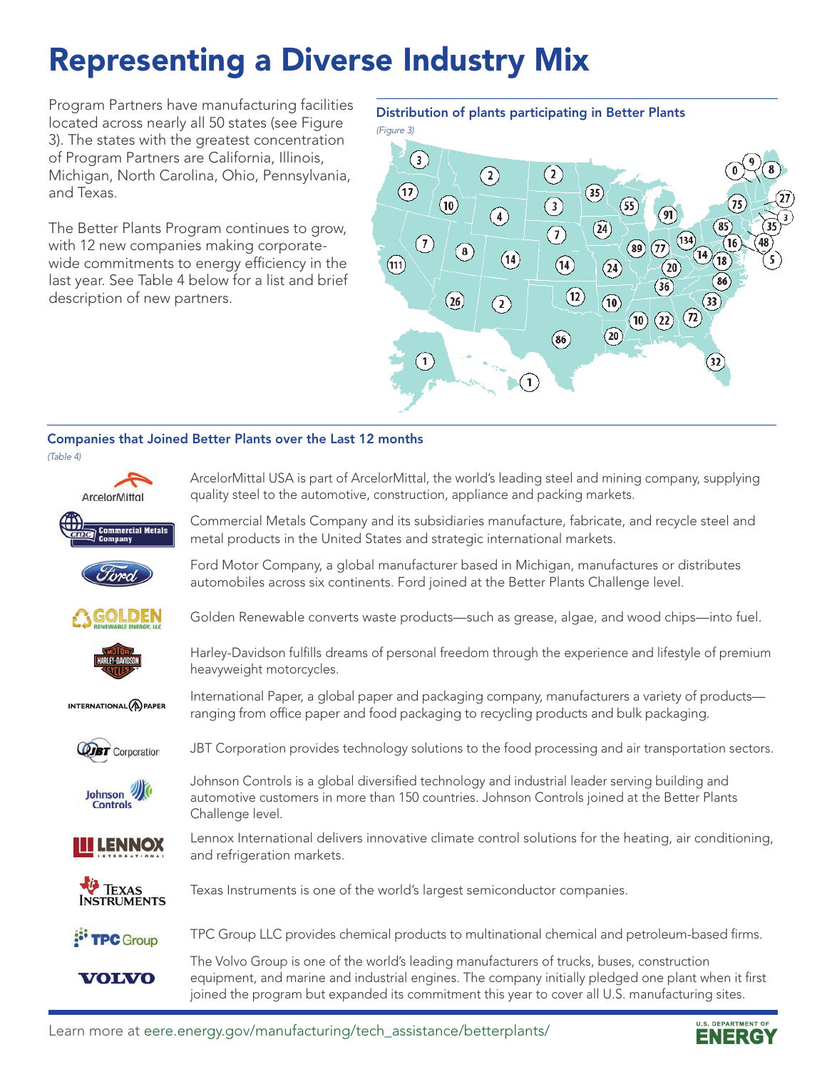# Representing a Diverse Industry Mix

Program Partners have manufacturing facilities located across nearly all 50 states (see Figure 3). The states with the greatest concentration of Program Partners are California, Illinois, Michigan, North Carolina, Ohio, Pennsylvania, and Texas.

The Better Plants Program continues to grow, with 12 new companies making corporate-wide commitments to energy efficiency in the last year. See Table 4 below for a list and brief description of new partners.

**Distribution of plants participating in Better Plants**

*(Figure 3)*

**Companies that Joined Better Plants over the Last 12 months**

*(Table 4)*

| Company | Description |
|---|---|
| ArcelorMittal | ArcelorMittal USA is part of ArcelorMittal, the world's leading steel and mining company, supplying quality steel to the automotive, construction, appliance and packing markets. |
| Commercial Metals Company | Commercial Metals Company and its subsidiaries manufacture, fabricate, and recycle steel and metal products in the United States and strategic international markets. |
| Ford | Ford Motor Company, a global manufacturer based in Michigan, manufactures or distributes automobiles across six continents. Ford joined at the Better Plants Challenge level. |
| Golden Renewable Energy, LLC | Golden Renewable converts waste products—such as grease, algae, and wood chips—into fuel. |
| Harley-Davidson | Harley-Davidson fulfills dreams of personal freedom through the experience and lifestyle of premium heavyweight motorcycles. |
| International Paper | International Paper, a global paper and packaging company, manufacturers a variety of products—ranging from office paper and food packaging to recycling products and bulk packaging. |
| JBT Corporation | JBT Corporation provides technology solutions to the food processing and air transportation sectors. |
| Johnson Controls | Johnson Controls is a global diversified technology and industrial leader serving building and automotive customers in more than 150 countries. Johnson Controls joined at the Better Plants Challenge level. |
| Lennox International | Lennox International delivers innovative climate control solutions for the heating, air conditioning, and refrigeration markets. |
| Texas Instruments | Texas Instruments is one of the world's largest semiconductor companies. |
| TPC Group | TPC Group LLC provides chemical products to multinational chemical and petroleum-based firms. |
| Volvo | The Volvo Group is one of the world's leading manufacturers of trucks, buses, construction equipment, and marine and industrial engines. The company initially pledged one plant when it first joined the program but expanded its commitment this year to cover all U.S. manufacturing sites. |

Learn more at eere.energy.gov/manufacturing/tech_assistance/betterplants/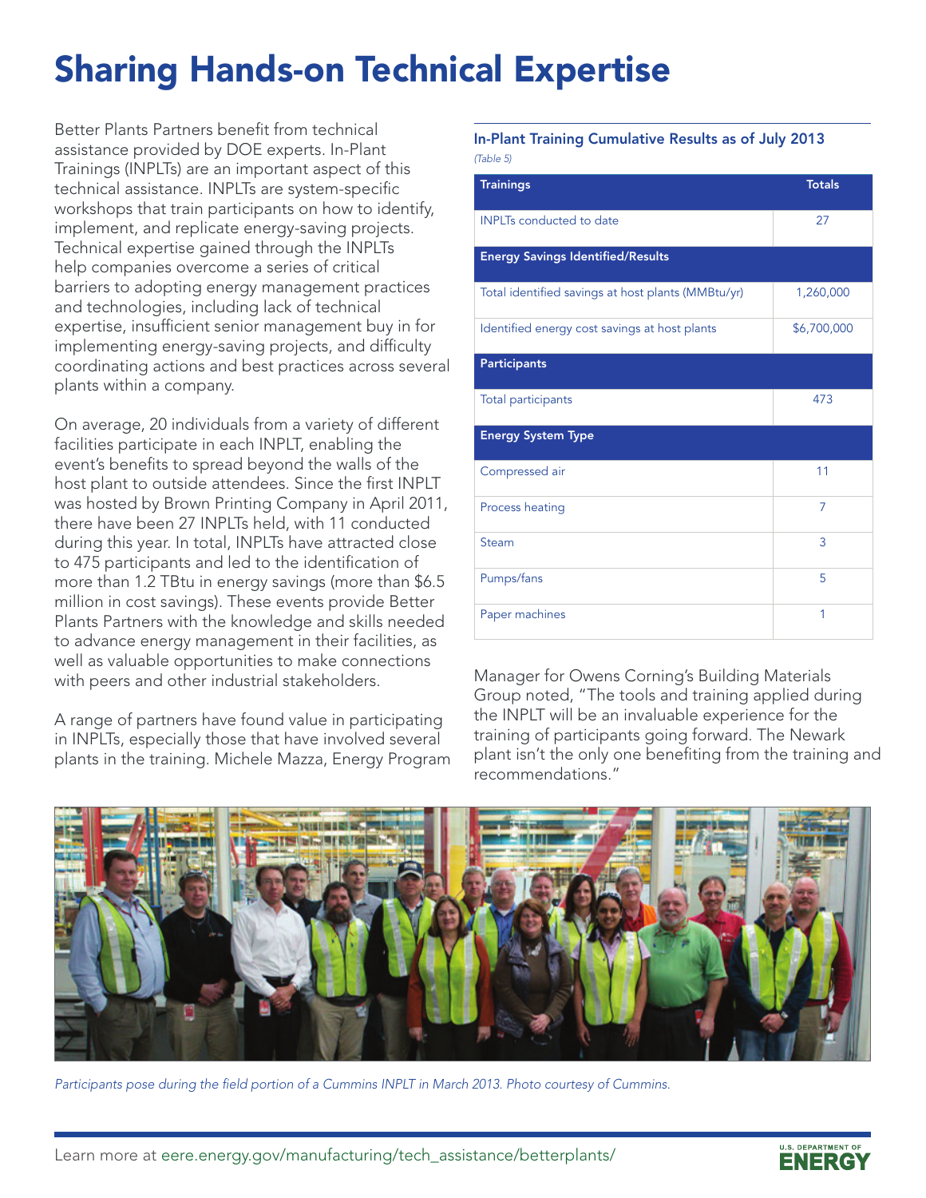# Sharing Hands-on Technical Expertise

Better Plants Partners benefit from technical assistance provided by DOE experts. In-Plant Trainings (INPLTs) are an important aspect of this technical assistance. INPLTs are system-specific workshops that train participants on how to identify, implement, and replicate energy-saving projects. Technical expertise gained through the INPLTs help companies overcome a series of critical barriers to adopting energy management practices and technologies, including lack of technical expertise, insufficient senior management buy in for implementing energy-saving projects, and difficulty coordinating actions and best practices across several plants within a company.

On average, 20 individuals from a variety of different facilities participate in each INPLT, enabling the event's benefits to spread beyond the walls of the host plant to outside attendees. Since the first INPLT was hosted by Brown Printing Company in April 2011, there have been 27 INPLTs held, with 11 conducted during this year. In total, INPLTs have attracted close to 475 participants and led to the identification of more than 1.2 TBtu in energy savings (more than $6.5 million in cost savings). These events provide Better Plants Partners with the knowledge and skills needed to advance energy management in their facilities, as well as valuable opportunities to make connections with peers and other industrial stakeholders.

A range of partners have found value in participating in INPLTs, especially those that have involved several plants in the training. Michele Mazza, Energy Program Manager for Owens Corning's Building Materials Group noted, "The tools and training applied during the INPLT will be an invaluable experience for the training of participants going forward. The Newark plant isn't the only one benefiting from the training and recommendations."

### In-Plant Training Cumulative Results as of July 2013

*(Table 5)*

| Trainings | Totals |
|---|---|
| INPLTs conducted to date | 27 |
| **Energy Savings Identified/Results** | |
| Total identified savings at host plants (MMBtu/yr) | 1,260,000 |
| Identified energy cost savings at host plants | $6,700,000 |
| **Participants** | |
| Total participants | 473 |
| **Energy System Type** | |
| Compressed air | 11 |
| Process heating | 7 |
| Steam | 3 |
| Pumps/fans | 5 |
| Paper machines | 1 |

*Participants pose during the field portion of a Cummins INPLT in March 2013. Photo courtesy of Cummins.*

Learn more at eere.energy.gov/manufacturing/tech_assistance/betterplants/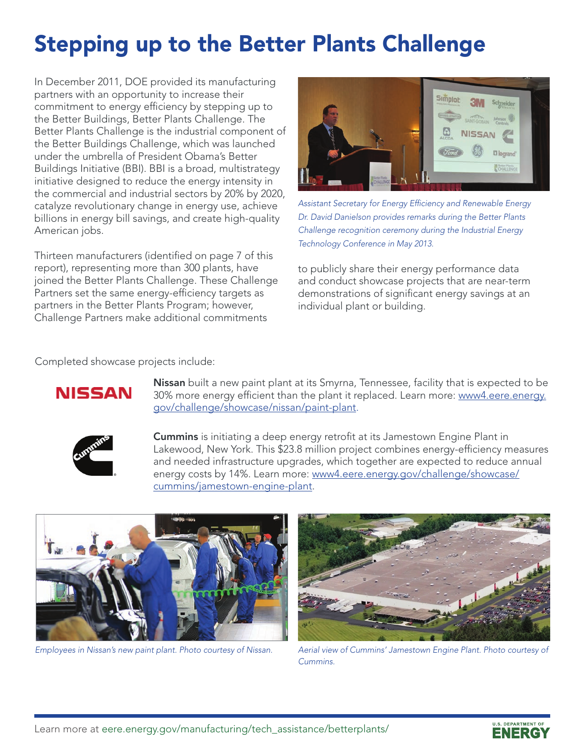# Stepping up to the Better Plants Challenge

In December 2011, DOE provided its manufacturing partners with an opportunity to increase their commitment to energy efficiency by stepping up to the Better Buildings, Better Plants Challenge. The Better Plants Challenge is the industrial component of the Better Buildings Challenge, which was launched under the umbrella of President Obama's Better Buildings Initiative (BBI). BBI is a broad, multistrategy initiative designed to reduce the energy intensity in the commercial and industrial sectors by 20% by 2020, catalyze revolutionary change in energy use, achieve billions in energy bill savings, and create high-quality American jobs.

Thirteen manufacturers (identified on page 7 of this report), representing more than 300 plants, have joined the Better Plants Challenge. These Challenge Partners set the same energy-efficiency targets as partners in the Better Plants Program; however, Challenge Partners make additional commitments to publicly share their energy performance data and conduct showcase projects that are near-term demonstrations of significant energy savings at an individual plant or building.

*Assistant Secretary for Energy Efficiency and Renewable Energy Dr. David Danielson provides remarks during the Better Plants Challenge recognition ceremony during the Industrial Energy Technology Conference in May 2013.*

Completed showcase projects include:

**Nissan** built a new paint plant at its Smyrna, Tennessee, facility that is expected to be 30% more energy efficient than the plant it replaced. Learn more: www4.eere.energy.gov/challenge/showcase/nissan/paint-plant.

**Cummins** is initiating a deep energy retrofit at its Jamestown Engine Plant in Lakewood, New York. This $23.8 million project combines energy-efficiency measures and needed infrastructure upgrades, which together are expected to reduce annual energy costs by 14%. Learn more: www4.eere.energy.gov/challenge/showcase/cummins/jamestown-engine-plant.

*Employees in Nissan's new paint plant. Photo courtesy of Nissan.*

*Aerial view of Cummins' Jamestown Engine Plant. Photo courtesy of Cummins.*

Learn more at eere.energy.gov/manufacturing/tech_assistance/betterplants/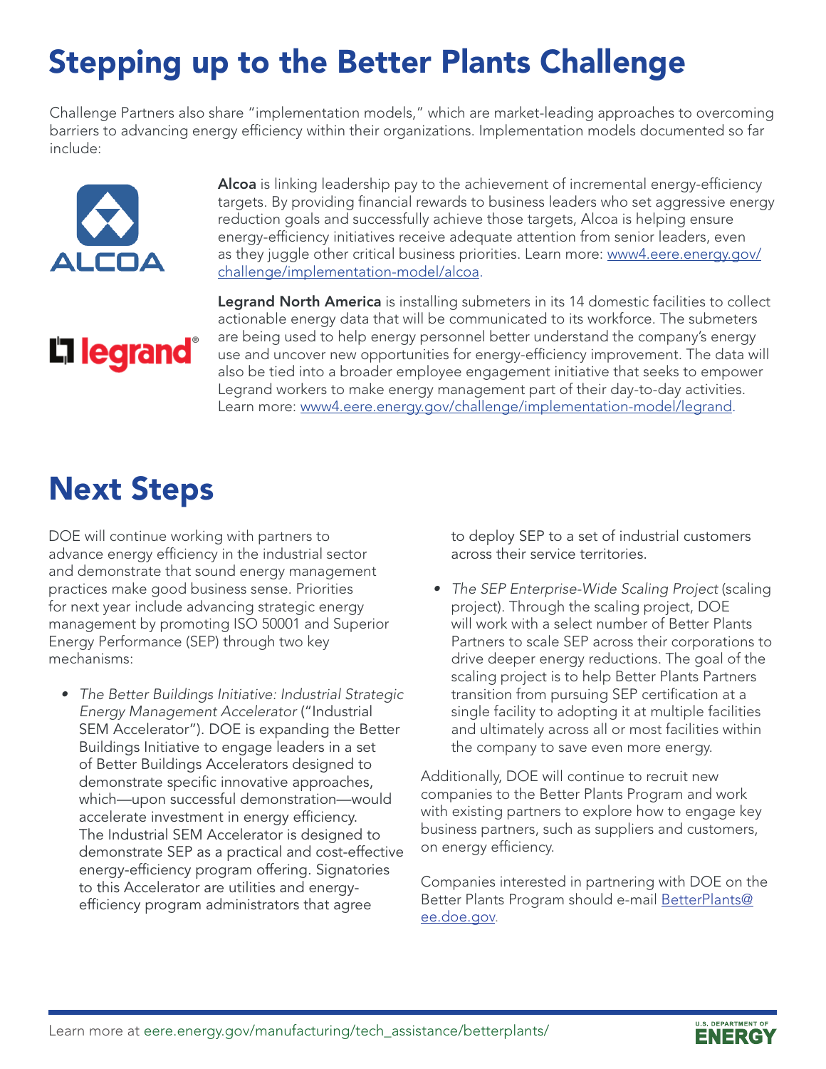# Stepping up to the Better Plants Challenge

Challenge Partners also share "implementation models," which are market-leading approaches to overcoming barriers to advancing energy efficiency within their organizations. Implementation models documented so far include:

**Alcoa** is linking leadership pay to the achievement of incremental energy-efficiency targets. By providing financial rewards to business leaders who set aggressive energy reduction goals and successfully achieve those targets, Alcoa is helping ensure energy-efficiency initiatives receive adequate attention from senior leaders, even as they juggle other critical business priorities. Learn more: www4.eere.energy.gov/challenge/implementation-model/alcoa.

**Legrand North America** is installing submeters in its 14 domestic facilities to collect actionable energy data that will be communicated to its workforce. The submeters are being used to help energy personnel better understand the company's energy use and uncover new opportunities for energy-efficiency improvement. The data will also be tied into a broader employee engagement initiative that seeks to empower Legrand workers to make energy management part of their day-to-day activities. Learn more: www4.eere.energy.gov/challenge/implementation-model/legrand.

# Next Steps

DOE will continue working with partners to advance energy efficiency in the industrial sector and demonstrate that sound energy management practices make good business sense. Priorities for next year include advancing strategic energy management by promoting ISO 50001 and Superior Energy Performance (SEP) through two key mechanisms:

- *The Better Buildings Initiative: Industrial Strategic Energy Management Accelerator* ("Industrial SEM Accelerator"). DOE is expanding the Better Buildings Initiative to engage leaders in a set of Better Buildings Accelerators designed to demonstrate specific innovative approaches, which—upon successful demonstration—would accelerate investment in energy efficiency. The Industrial SEM Accelerator is designed to demonstrate SEP as a practical and cost-effective energy-efficiency program offering. Signatories to this Accelerator are utilities and energy-efficiency program administrators that agree to deploy SEP to a set of industrial customers across their service territories.
- *The SEP Enterprise-Wide Scaling Project* (scaling project). Through the scaling project, DOE will work with a select number of Better Plants Partners to scale SEP across their corporations to drive deeper energy reductions. The goal of the scaling project is to help Better Plants Partners transition from pursuing SEP certification at a single facility to adopting it at multiple facilities and ultimately across all or most facilities within the company to save even more energy.

Additionally, DOE will continue to recruit new companies to the Better Plants Program and work with existing partners to explore how to engage key business partners, such as suppliers and customers, on energy efficiency.

Companies interested in partnering with DOE on the Better Plants Program should e-mail BetterPlants@ee.doe.gov.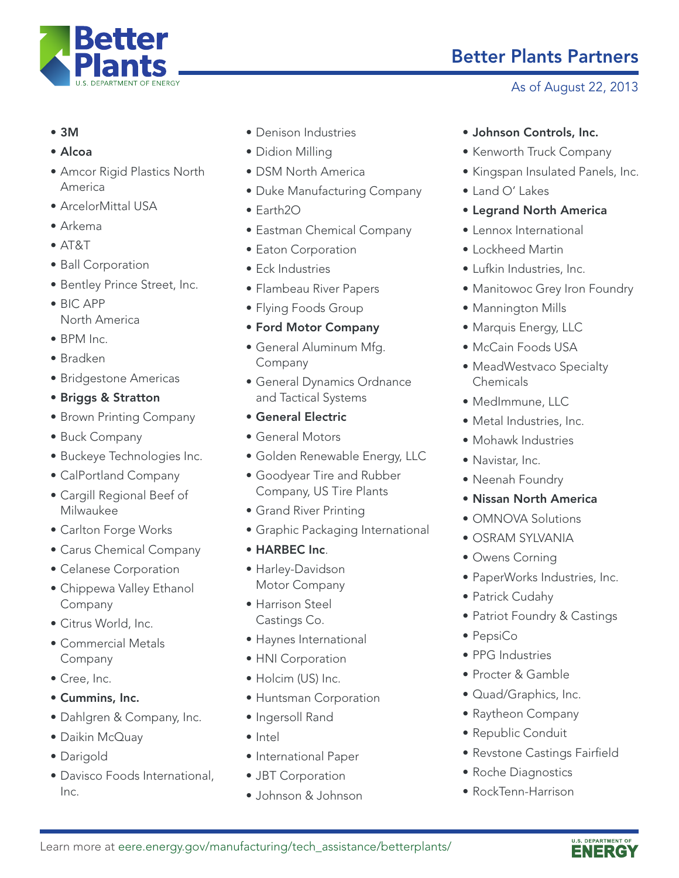# Better Plants Partners

As of August 22, 2013

- **3M**
- **Alcoa**
- Amcor Rigid Plastics North America
- ArcelorMittal USA
- Arkema
- AT&T
- Ball Corporation
- Bentley Prince Street, Inc.
- BIC APP North America
- BPM Inc.
- Bradken
- Bridgestone Americas
- **Briggs & Stratton**
- Brown Printing Company
- Buck Company
- Buckeye Technologies Inc.
- CalPortland Company
- Cargill Regional Beef of Milwaukee
- Carlton Forge Works
- Carus Chemical Company
- Celanese Corporation
- Chippewa Valley Ethanol Company
- Citrus World, Inc.
- Commercial Metals Company
- Cree, Inc.
- **Cummins, Inc.**
- Dahlgren & Company, Inc.
- Daikin McQuay
- Darigold
- Davisco Foods International, Inc.
- Denison Industries
- Didion Milling
- DSM North America
- Duke Manufacturing Company
- Earth2O
- Eastman Chemical Company
- Eaton Corporation
- Eck Industries
- Flambeau River Papers
- Flying Foods Group
- **Ford Motor Company**
- General Aluminum Mfg. Company
- General Dynamics Ordnance and Tactical Systems
- **General Electric**
- General Motors
- Golden Renewable Energy, LLC
- Goodyear Tire and Rubber Company, US Tire Plants
- Grand River Printing
- Graphic Packaging International
- **HARBEC Inc**.
- Harley-Davidson Motor Company
- Harrison Steel Castings Co.
- Haynes International
- HNI Corporation
- Holcim (US) Inc.
- Huntsman Corporation
- Ingersoll Rand
- Intel
- International Paper
- JBT Corporation
- Johnson & Johnson
- **Johnson Controls, Inc.**
- Kenworth Truck Company
- Kingspan Insulated Panels, Inc.
- Land O' Lakes
- **Legrand North America**
- Lennox International
- Lockheed Martin
- Lufkin Industries, Inc.
- Manitowoc Grey Iron Foundry
- Mannington Mills
- Marquis Energy, LLC
- McCain Foods USA
- MeadWestvaco Specialty Chemicals
- MedImmune, LLC
- Metal Industries, Inc.
- Mohawk Industries
- Navistar, Inc.
- Neenah Foundry
- **Nissan North America**
- OMNOVA Solutions
- OSRAM SYLVANIA
- Owens Corning
- PaperWorks Industries, Inc.
- Patrick Cudahy
- Patriot Foundry & Castings
- PepsiCo
- PPG Industries
- Procter & Gamble
- Quad/Graphics, Inc.
- Raytheon Company
- Republic Conduit
- Revstone Castings Fairfield
- Roche Diagnostics
- RockTenn-Harrison

Learn more at eere.energy.gov/manufacturing/tech_assistance/betterplants/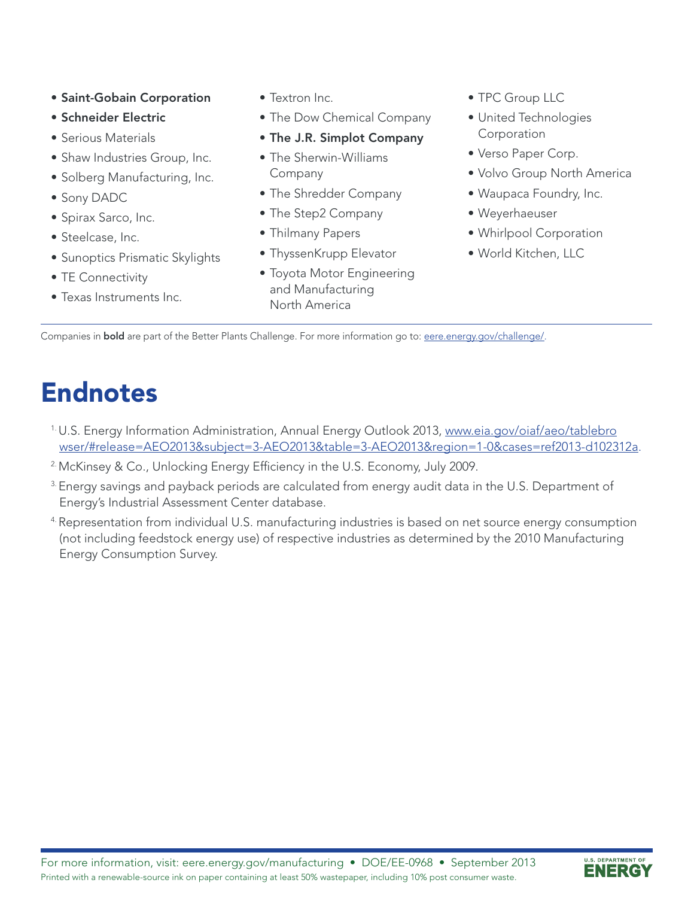- **Saint-Gobain Corporation**
- **Schneider Electric**
- Serious Materials
- Shaw Industries Group, Inc.
- Solberg Manufacturing, Inc.
- Sony DADC
- Spirax Sarco, Inc.
- Steelcase, Inc.
- Sunoptics Prismatic Skylights
- TE Connectivity
- Texas Instruments Inc.
- Textron Inc.
- The Dow Chemical Company
- **The J.R. Simplot Company**
- The Sherwin-Williams Company
- The Shredder Company
- The Step2 Company
- Thilmany Papers
- ThyssenKrupp Elevator
- Toyota Motor Engineering and Manufacturing North America
- TPC Group LLC
- United Technologies Corporation
- Verso Paper Corp.
- Volvo Group North America
- Waupaca Foundry, Inc.
- Weyerhaeuser
- Whirlpool Corporation
- World Kitchen, LLC

Companies in **bold** are part of the Better Plants Challenge. For more information go to: eere.energy.gov/challenge/.

# Endnotes

1. U.S. Energy Information Administration, Annual Energy Outlook 2013, www.eia.gov/oiaf/aeo/tablebrowser/#release=AEO2013&subject=3-AEO2013&table=3-AEO2013&region=1-0&cases=ref2013-d102312a.
2. McKinsey & Co., Unlocking Energy Efficiency in the U.S. Economy, July 2009.
3. Energy savings and payback periods are calculated from energy audit data in the U.S. Department of Energy's Industrial Assessment Center database.
4. Representation from individual U.S. manufacturing industries is based on net source energy consumption (not including feedstock energy use) of respective industries as determined by the 2010 Manufacturing Energy Consumption Survey.

For more information, visit: eere.energy.gov/manufacturing • DOE/EE-0968 • September 2013

Printed with a renewable-source ink on paper containing at least 50% wastepaper, including 10% post consumer waste.